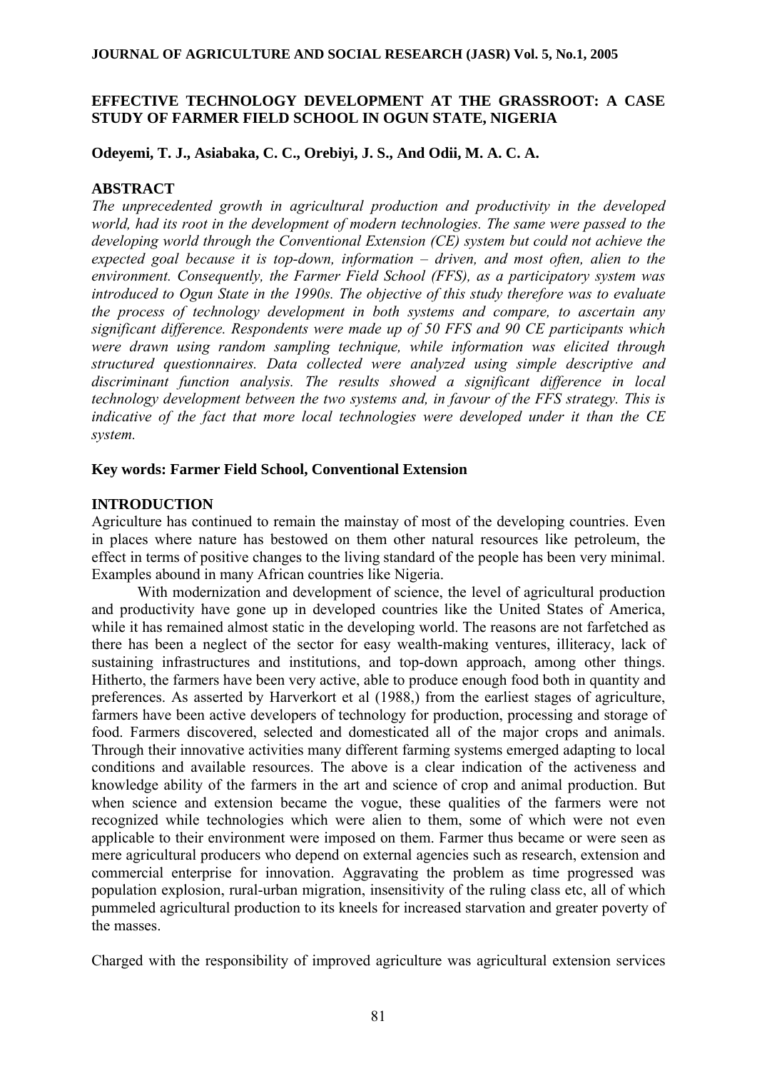# EFFECTIVE TECHNOLOGY DEVELOPMENT AT THE GRASSROOT: A CASE STUDY OF FARMER FIELD SCHOOL IN OGUN STATE, NIGERIA

**Odeyemi, T. J., Asiabaka, C. C., Orebiyi, J. S., And Odii, M. A. C. A.**

## ABSTRACT

*The unprecedented growth in agricultural production and productivity in the developed world, had its root in the development of modern technologies. The same were passed to the developing world through the Conventional Extension (CE) system but could not achieve the expected goal because it is top-down, information – driven, and most often, alien to the environment. Consequently, the Farmer Field School (FFS), as a participatory system was introduced to Ogun State in the 1990s. The objective of this study therefore was to evaluate the process of technology development in both systems and compare, to ascertain any significant difference. Respondents were made up of 50 FFS and 90 CE participants which were drawn using random sampling technique, while information was elicited through structured questionnaires. Data collected were analyzed using simple descriptive and discriminant function analysis. The results showed a significant difference in local technology development between the two systems and, in favour of the FFS strategy. This is indicative of the fact that more local technologies were developed under it than the CE system.*

**Key words: Farmer Field School, Conventional Extension**

## INTRODUCTION

Agriculture has continued to remain the mainstay of most of the developing countries. Even in places where nature has bestowed on them other natural resources like petroleum, the effect in terms of positive changes to the living standard of the people has been very minimal. Examples abound in many African countries like Nigeria.

With modernization and development of science, the level of agricultural production and productivity have gone up in developed countries like the United States of America, while it has remained almost static in the developing world. The reasons are not farfetched as there has been a neglect of the sector for easy wealth-making ventures, illiteracy, lack of sustaining infrastructures and institutions, and top-down approach, among other things. Hitherto, the farmers have been very active, able to produce enough food both in quantity and preferences. As asserted by Harverkort et al (1988,) from the earliest stages of agriculture, farmers have been active developers of technology for production, processing and storage of food. Farmers discovered, selected and domesticated all of the major crops and animals. Through their innovative activities many different farming systems emerged adapting to local conditions and available resources. The above is a clear indication of the activeness and knowledge ability of the farmers in the art and science of crop and animal production. But when science and extension became the vogue, these qualities of the farmers were not recognized while technologies which were alien to them, some of which were not even applicable to their environment were imposed on them. Farmer thus became or were seen as mere agricultural producers who depend on external agencies such as research, extension and commercial enterprise for innovation. Aggravating the problem as time progressed was population explosion, rural-urban migration, insensitivity of the ruling class etc, all of which pummeled agricultural production to its kneels for increased starvation and greater poverty of the masses.

Charged with the responsibility of improved agriculture was agricultural extension services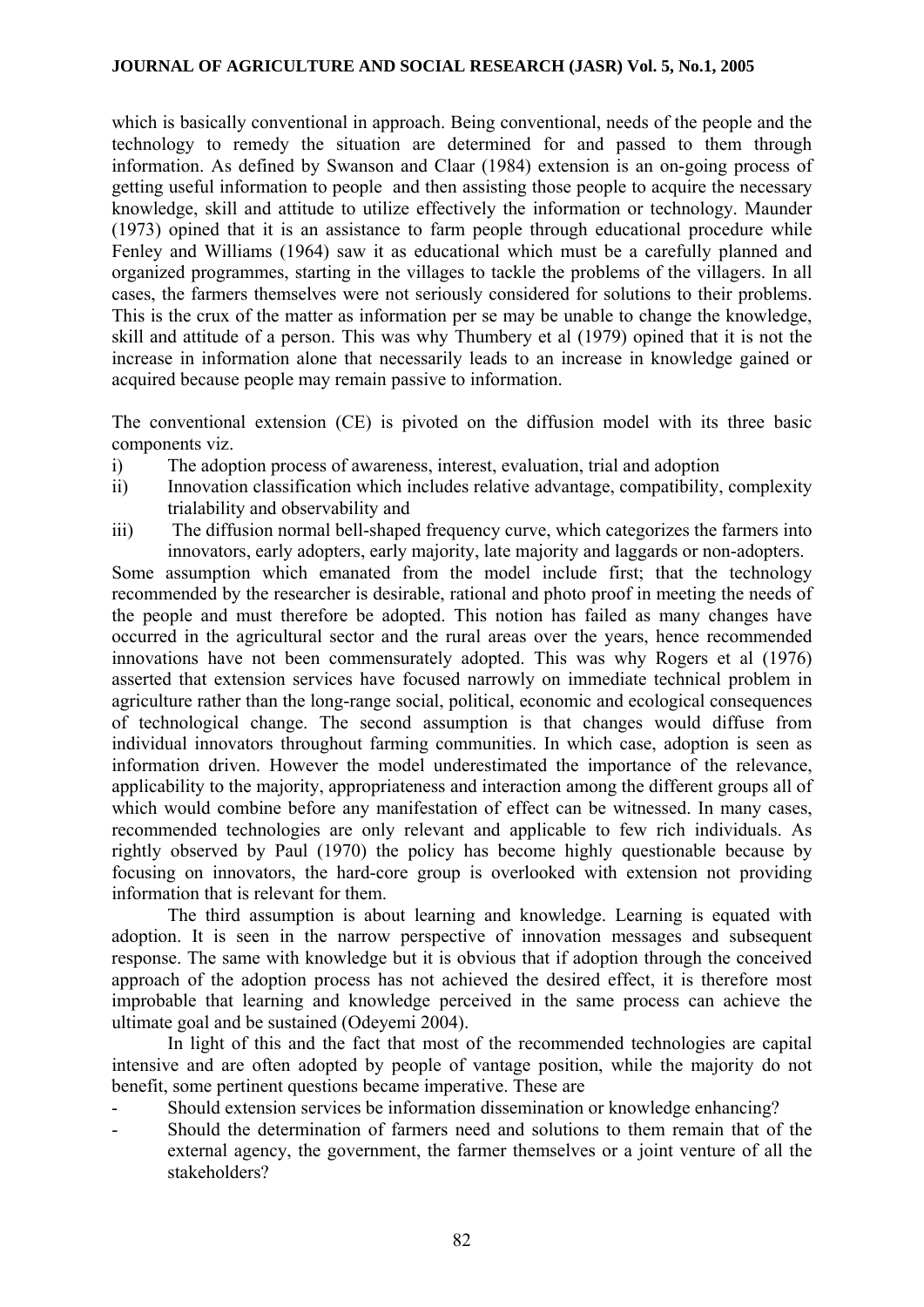which is basically conventional in approach. Being conventional, needs of the people and the technology to remedy the situation are determined for and passed to them through information. As defined by Swanson and Claar (1984) extension is an on-going process of getting useful information to people and then assisting those people to acquire the necessary knowledge, skill and attitude to utilize effectively the information or technology. Maunder (1973) opined that it is an assistance to farm people through educational procedure while Fenley and Williams (1964) saw it as educational which must be a carefully planned and organized programmes, starting in the villages to tackle the problems of the villagers. In all cases, the farmers themselves were not seriously considered for solutions to their problems. This is the crux of the matter as information per se may be unable to change the knowledge, skill and attitude of a person. This was why Thumbery et al (1979) opined that it is not the increase in information alone that necessarily leads to an increase in knowledge gained or acquired because people may remain passive to information.

The conventional extension (CE) is pivoted on the diffusion model with its three basic components viz.

i) The adoption process of awareness, interest, evaluation, trial and adoption
ii) Innovation classification which includes relative advantage, compatibility, complexity trialability and observability and
iii) The diffusion normal bell-shaped frequency curve, which categorizes the farmers into innovators, early adopters, early majority, late majority and laggards or non-adopters.

Some assumption which emanated from the model include first; that the technology recommended by the researcher is desirable, rational and photo proof in meeting the needs of the people and must therefore be adopted. This notion has failed as many changes have occurred in the agricultural sector and the rural areas over the years, hence recommended innovations have not been commensurately adopted. This was why Rogers et al (1976) asserted that extension services have focused narrowly on immediate technical problem in agriculture rather than the long-range social, political, economic and ecological consequences of technological change. The second assumption is that changes would diffuse from individual innovators throughout farming communities. In which case, adoption is seen as information driven. However the model underestimated the importance of the relevance, applicability to the majority, appropriateness and interaction among the different groups all of which would combine before any manifestation of effect can be witnessed. In many cases, recommended technologies are only relevant and applicable to few rich individuals. As rightly observed by Paul (1970) the policy has become highly questionable because by focusing on innovators, the hard-core group is overlooked with extension not providing information that is relevant for them.

The third assumption is about learning and knowledge. Learning is equated with adoption. It is seen in the narrow perspective of innovation messages and subsequent response. The same with knowledge but it is obvious that if adoption through the conceived approach of the adoption process has not achieved the desired effect, it is therefore most improbable that learning and knowledge perceived in the same process can achieve the ultimate goal and be sustained (Odeyemi 2004).

In light of this and the fact that most of the recommended technologies are capital intensive and are often adopted by people of vantage position, while the majority do not benefit, some pertinent questions became imperative. These are

- Should extension services be information dissemination or knowledge enhancing?
- Should the determination of farmers need and solutions to them remain that of the external agency, the government, the farmer themselves or a joint venture of all the stakeholders?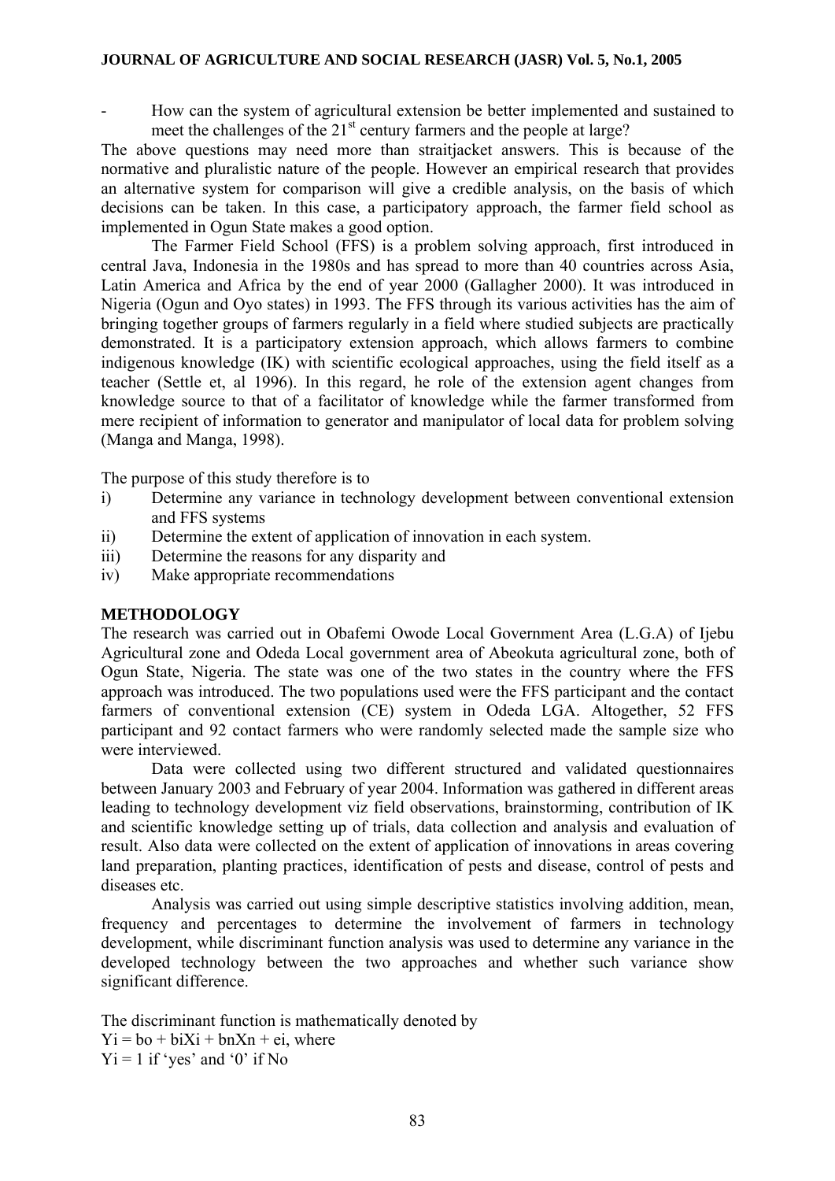- How can the system of agricultural extension be better implemented and sustained to meet the challenges of the 21[st] century farmers and the people at large?

The above questions may need more than straitjacket answers. This is because of the normative and pluralistic nature of the people. However an empirical research that provides an alternative system for comparison will give a credible analysis, on the basis of which decisions can be taken. In this case, a participatory approach, the farmer field school as implemented in Ogun State makes a good option.

The Farmer Field School (FFS) is a problem solving approach, first introduced in central Java, Indonesia in the 1980s and has spread to more than 40 countries across Asia, Latin America and Africa by the end of year 2000 (Gallagher 2000). It was introduced in Nigeria (Ogun and Oyo states) in 1993. The FFS through its various activities has the aim of bringing together groups of farmers regularly in a field where studied subjects are practically demonstrated. It is a participatory extension approach, which allows farmers to combine indigenous knowledge (IK) with scientific ecological approaches, using the field itself as a teacher (Settle et, al 1996). In this regard, he role of the extension agent changes from knowledge source to that of a facilitator of knowledge while the farmer transformed from mere recipient of information to generator and manipulator of local data for problem solving (Manga and Manga, 1998).

The purpose of this study therefore is to

i) Determine any variance in technology development between conventional extension and FFS systems
ii) Determine the extent of application of innovation in each system.
iii) Determine the reasons for any disparity and
iv) Make appropriate recommendations

**METHODOLOGY**

The research was carried out in Obafemi Owode Local Government Area (L.G.A) of Ijebu Agricultural zone and Odeda Local government area of Abeokuta agricultural zone, both of Ogun State, Nigeria. The state was one of the two states in the country where the FFS approach was introduced. The two populations used were the FFS participant and the contact farmers of conventional extension (CE) system in Odeda LGA. Altogether, 52 FFS participant and 92 contact farmers who were randomly selected made the sample size who were interviewed.

Data were collected using two different structured and validated questionnaires between January 2003 and February of year 2004. Information was gathered in different areas leading to technology development viz field observations, brainstorming, contribution of IK and scientific knowledge setting up of trials, data collection and analysis and evaluation of result. Also data were collected on the extent of application of innovations in areas covering land preparation, planting practices, identification of pests and disease, control of pests and diseases etc.

Analysis was carried out using simple descriptive statistics involving addition, mean, frequency and percentages to determine the involvement of farmers in technology development, while discriminant function analysis was used to determine any variance in the developed technology between the two approaches and whether such variance show significant difference.

The discriminant function is mathematically denoted by

$Yi = bo + biXi + bnXn + ei$, where

$Yi = 1$ if 'yes' and '0' if No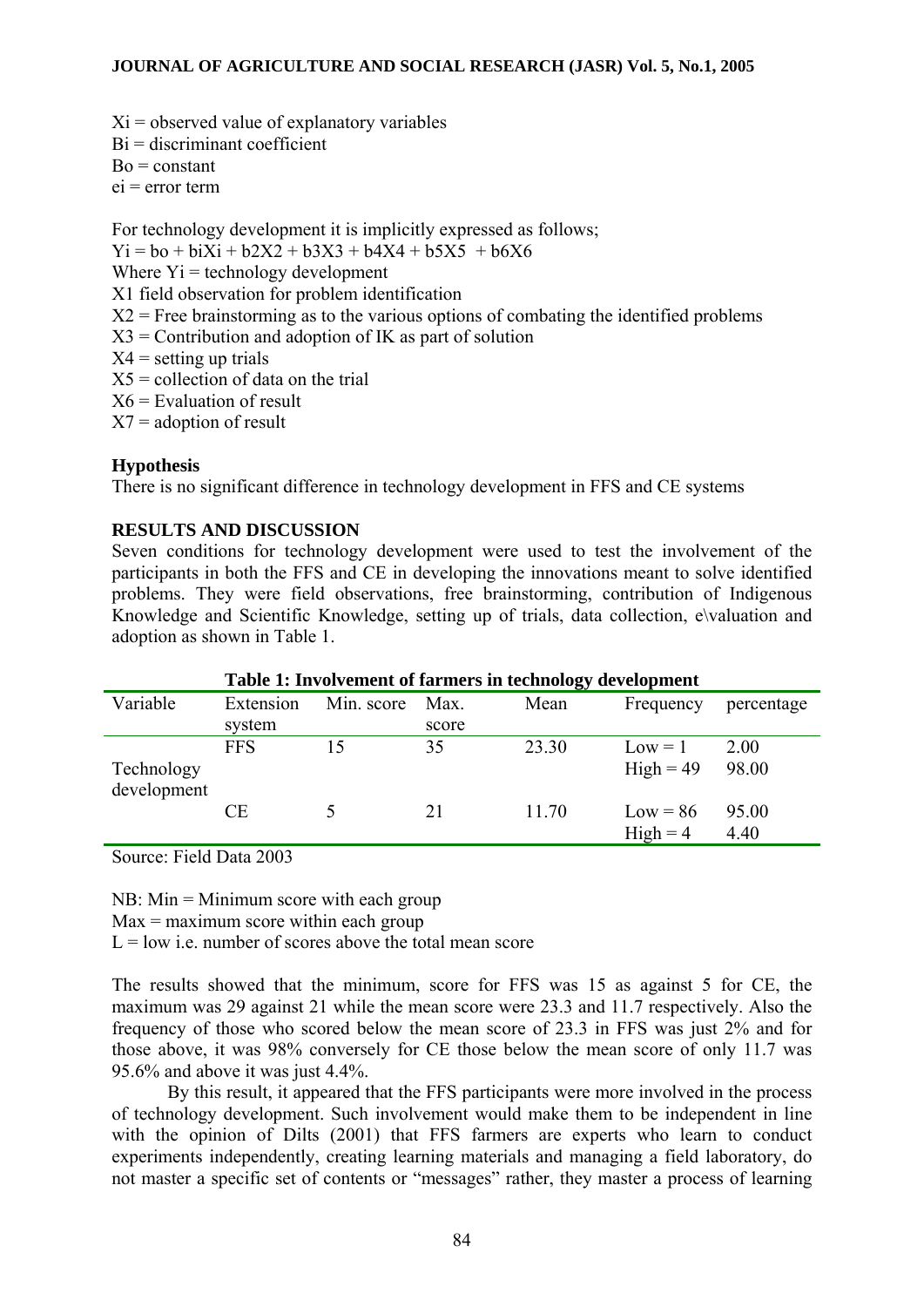$X_i$ = observed value of explanatory variables
$B_i$ = discriminant coefficient
$B_o$ = constant
$e_i$ = error term

For technology development it is implicitly expressed as follows;

$Y_i = b_o + b_iX_i + b_2X_2 + b_3X_3 + b_4X_4 + b_5X_5 + b_6X_6$

Where $Y_i$ = technology development
$X_1$ field observation for problem identification
$X_2$ = Free brainstorming as to the various options of combating the identified problems
$X_3$ = Contribution and adoption of IK as part of solution
$X_4$ = setting up trials
$X_5$ = collection of data on the trial
$X_6$ = Evaluation of result
$X_7$ = adoption of result

**Hypothesis**

There is no significant difference in technology development in FFS and CE systems

**RESULTS AND DISCUSSION**

Seven conditions for technology development were used to test the involvement of the participants in both the FFS and CE in developing the innovations meant to solve identified problems. They were field observations, free brainstorming, contribution of Indigenous Knowledge and Scientific Knowledge, setting up of trials, data collection, e\valuation and adoption as shown in Table 1.

**Table 1: Involvement of farmers in technology development**

| Variable | Extension system | Min. score | Max. score | Mean | Frequency | percentage |
|---|---|---|---|---|---|---|
| | FFS | 15 | 35 | 23.30 | Low = 1 | 2.00 |
| Technology development | | | | | High = 49 | 98.00 |
| | CE | 5 | 21 | 11.70 | Low = 86 | 95.00 |
| | | | | | High = 4 | 4.40 |

Source: Field Data 2003

NB: Min = Minimum score with each group
Max = maximum score within each group
L = low i.e. number of scores above the total mean score

The results showed that the minimum, score for FFS was 15 as against 5 for CE, the maximum was 29 against 21 while the mean score were 23.3 and 11.7 respectively. Also the frequency of those who scored below the mean score of 23.3 in FFS was just 2% and for those above, it was 98% conversely for CE those below the mean score of only 11.7 was 95.6% and above it was just 4.4%.

By this result, it appeared that the FFS participants were more involved in the process of technology development. Such involvement would make them to be independent in line with the opinion of Dilts (2001) that FFS farmers are experts who learn to conduct experiments independently, creating learning materials and managing a field laboratory, do not master a specific set of contents or "messages" rather, they master a process of learning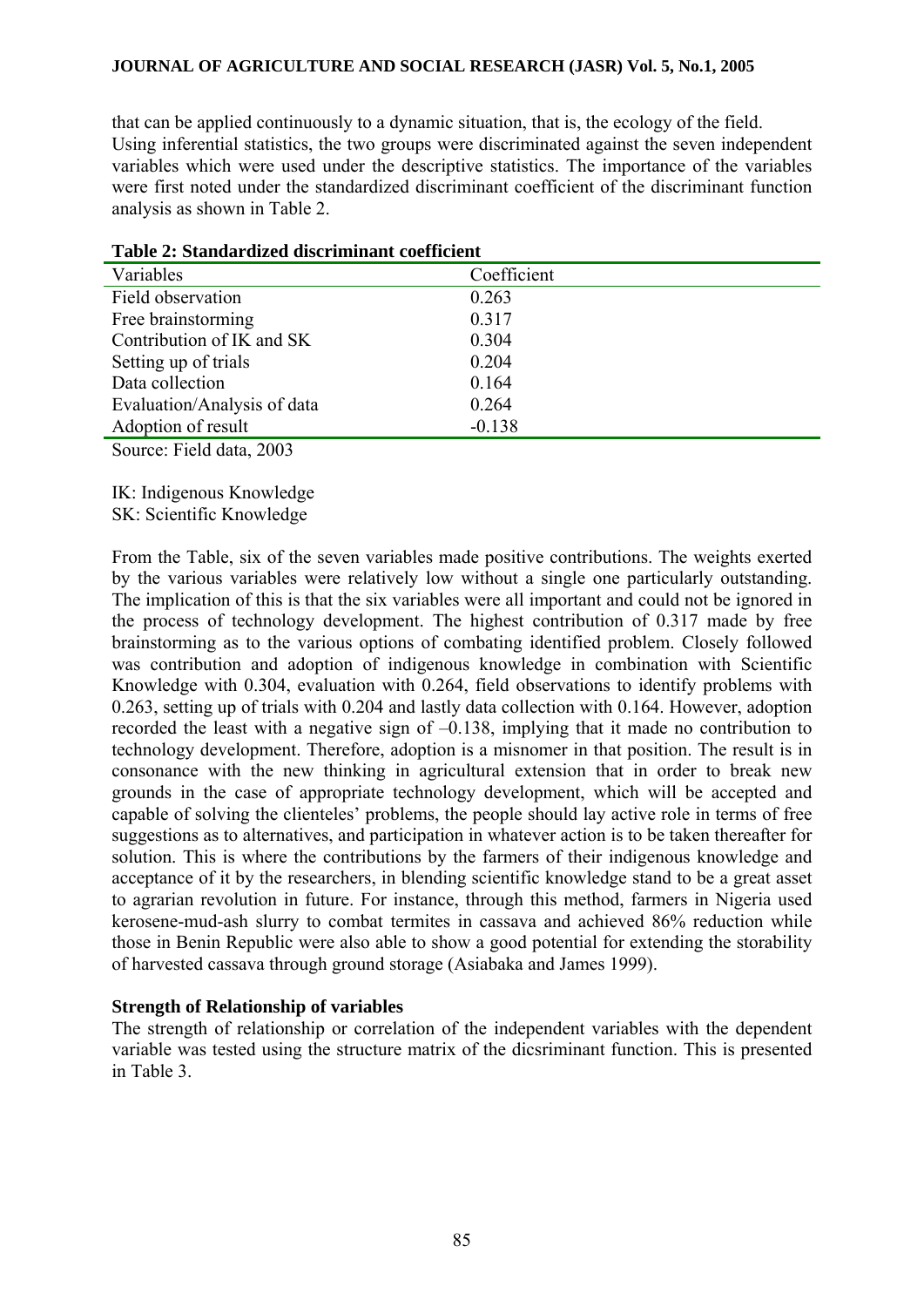that can be applied continuously to a dynamic situation, that is, the ecology of the field. Using inferential statistics, the two groups were discriminated against the seven independent variables which were used under the descriptive statistics. The importance of the variables were first noted under the standardized discriminant coefficient of the discriminant function analysis as shown in Table 2.

**Table 2: Standardized discriminant coefficient**

| Variables | Coefficient |
|---|---|
| Field observation | 0.263 |
| Free brainstorming | 0.317 |
| Contribution of IK and SK | 0.304 |
| Setting up of trials | 0.204 |
| Data collection | 0.164 |
| Evaluation/Analysis of data | 0.264 |
| Adoption of result | -0.138 |

Source: Field data, 2003

IK: Indigenous Knowledge
SK: Scientific Knowledge

From the Table, six of the seven variables made positive contributions. The weights exerted by the various variables were relatively low without a single one particularly outstanding. The implication of this is that the six variables were all important and could not be ignored in the process of technology development. The highest contribution of 0.317 made by free brainstorming as to the various options of combating identified problem. Closely followed was contribution and adoption of indigenous knowledge in combination with Scientific Knowledge with 0.304, evaluation with 0.264, field observations to identify problems with 0.263, setting up of trials with 0.204 and lastly data collection with 0.164. However, adoption recorded the least with a negative sign of –0.138, implying that it made no contribution to technology development. Therefore, adoption is a misnomer in that position. The result is in consonance with the new thinking in agricultural extension that in order to break new grounds in the case of appropriate technology development, which will be accepted and capable of solving the clienteles' problems, the people should lay active role in terms of free suggestions as to alternatives, and participation in whatever action is to be taken thereafter for solution. This is where the contributions by the farmers of their indigenous knowledge and acceptance of it by the researchers, in blending scientific knowledge stand to be a great asset to agrarian revolution in future. For instance, through this method, farmers in Nigeria used kerosene-mud-ash slurry to combat termites in cassava and achieved 86% reduction while those in Benin Republic were also able to show a good potential for extending the storability of harvested cassava through ground storage (Asiabaka and James 1999).

### Strength of Relationship of variables

The strength of relationship or correlation of the independent variables with the dependent variable was tested using the structure matrix of the dicsriminant function. This is presented in Table 3.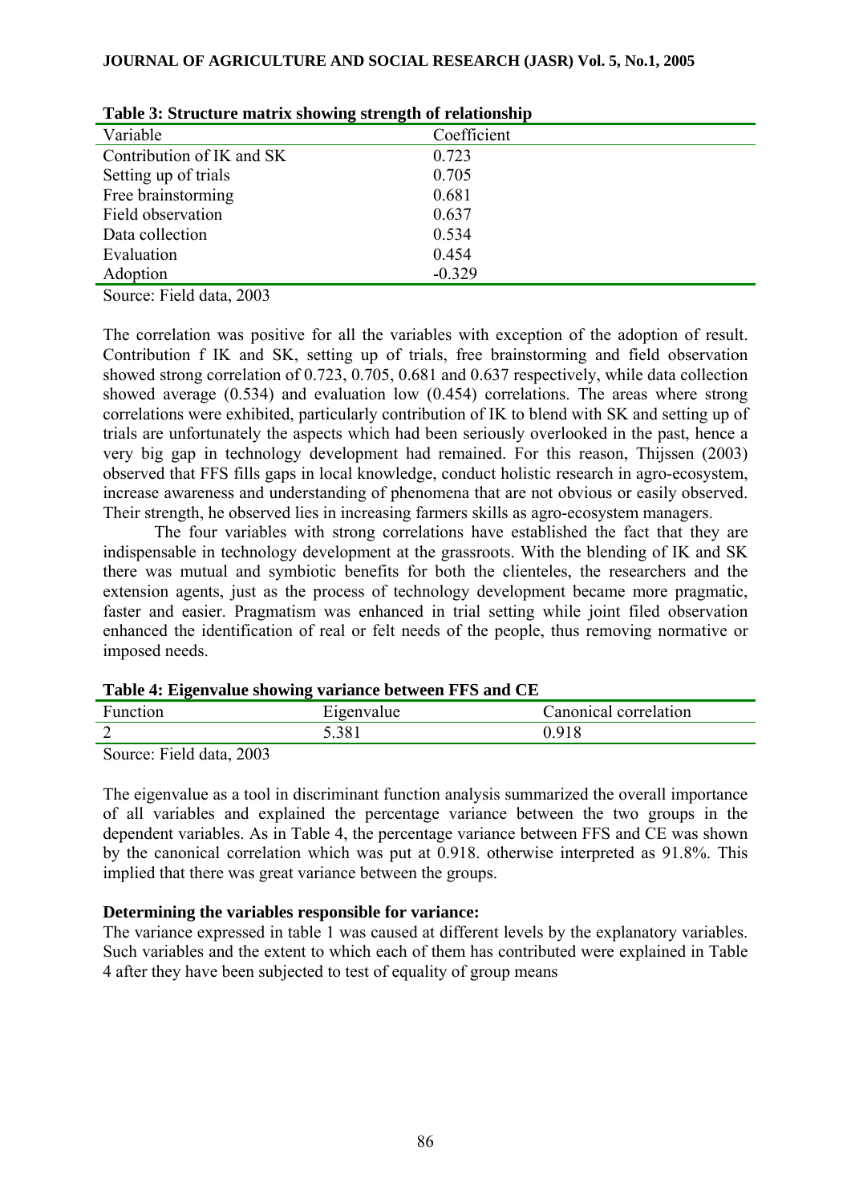**Table 3: Structure matrix showing strength of relationship**

| Variable | Coefficient |
|---|---|
| Contribution of IK and SK | 0.723 |
| Setting up of trials | 0.705 |
| Free brainstorming | 0.681 |
| Field observation | 0.637 |
| Data collection | 0.534 |
| Evaluation | 0.454 |
| Adoption | -0.329 |

Source: Field data, 2003

The correlation was positive for all the variables with exception of the adoption of result. Contribution f IK and SK, setting up of trials, free brainstorming and field observation showed strong correlation of 0.723, 0.705, 0.681 and 0.637 respectively, while data collection showed average (0.534) and evaluation low (0.454) correlations. The areas where strong correlations were exhibited, particularly contribution of IK to blend with SK and setting up of trials are unfortunately the aspects which had been seriously overlooked in the past, hence a very big gap in technology development had remained. For this reason, Thijssen (2003) observed that FFS fills gaps in local knowledge, conduct holistic research in agro-ecosystem, increase awareness and understanding of phenomena that are not obvious or easily observed. Their strength, he observed lies in increasing farmers skills as agro-ecosystem managers.

The four variables with strong correlations have established the fact that they are indispensable in technology development at the grassroots. With the blending of IK and SK there was mutual and symbiotic benefits for both the clienteles, the researchers and the extension agents, just as the process of technology development became more pragmatic, faster and easier. Pragmatism was enhanced in trial setting while joint filed observation enhanced the identification of real or felt needs of the people, thus removing normative or imposed needs.

**Table 4: Eigenvalue showing variance between FFS and CE**

| Function | Eigenvalue | Canonical correlation |
|---|---|---|
| 2 | 5.381 | 0.918 |

Source: Field data, 2003

The eigenvalue as a tool in discriminant function analysis summarized the overall importance of all variables and explained the percentage variance between the two groups in the dependent variables. As in Table 4, the percentage variance between FFS and CE was shown by the canonical correlation which was put at 0.918. otherwise interpreted as 91.8%. This implied that there was great variance between the groups.

**Determining the variables responsible for variance:**

The variance expressed in table 1 was caused at different levels by the explanatory variables. Such variables and the extent to which each of them has contributed were explained in Table 4 after they have been subjected to test of equality of group means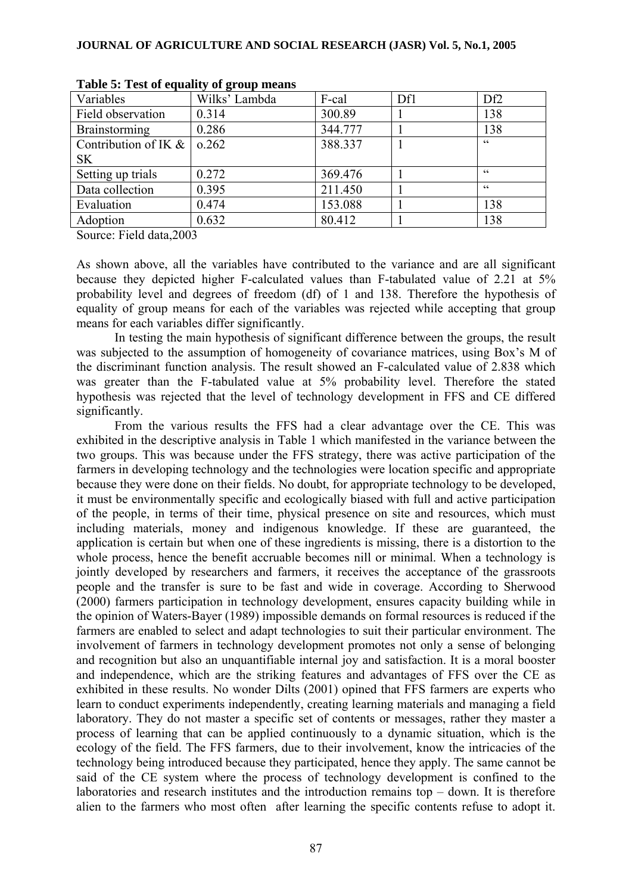**Table 5: Test of equality of group means**

| Variables | Wilks' Lambda | F-cal | Df1 | Df2 |
|---|---|---|---|---|
| Field observation | 0.314 | 300.89 | 1 | 138 |
| Brainstorming | 0.286 | 344.777 | 1 | 138 |
| Contribution of IK & SK | o.262 | 388.337 | 1 | " |
| Setting up trials | 0.272 | 369.476 | 1 | " |
| Data collection | 0.395 | 211.450 | 1 | " |
| Evaluation | 0.474 | 153.088 | 1 | 138 |
| Adoption | 0.632 | 80.412 | 1 | 138 |

Source: Field data,2003

As shown above, all the variables have contributed to the variance and are all significant because they depicted higher F-calculated values than F-tabulated value of 2.21 at 5% probability level and degrees of freedom (df) of 1 and 138. Therefore the hypothesis of equality of group means for each of the variables was rejected while accepting that group means for each variables differ significantly.

In testing the main hypothesis of significant difference between the groups, the result was subjected to the assumption of homogeneity of covariance matrices, using Box's M of the discriminant function analysis. The result showed an F-calculated value of 2.838 which was greater than the F-tabulated value at 5% probability level. Therefore the stated hypothesis was rejected that the level of technology development in FFS and CE differed significantly.

From the various results the FFS had a clear advantage over the CE. This was exhibited in the descriptive analysis in Table 1 which manifested in the variance between the two groups. This was because under the FFS strategy, there was active participation of the farmers in developing technology and the technologies were location specific and appropriate because they were done on their fields. No doubt, for appropriate technology to be developed, it must be environmentally specific and ecologically biased with full and active participation of the people, in terms of their time, physical presence on site and resources, which must including materials, money and indigenous knowledge. If these are guaranteed, the application is certain but when one of these ingredients is missing, there is a distortion to the whole process, hence the benefit accruable becomes nill or minimal. When a technology is jointly developed by researchers and farmers, it receives the acceptance of the grassroots people and the transfer is sure to be fast and wide in coverage. According to Sherwood (2000) farmers participation in technology development, ensures capacity building while in the opinion of Waters-Bayer (1989) impossible demands on formal resources is reduced if the farmers are enabled to select and adapt technologies to suit their particular environment. The involvement of farmers in technology development promotes not only a sense of belonging and recognition but also an unquantifiable internal joy and satisfaction. It is a moral booster and independence, which are the striking features and advantages of FFS over the CE as exhibited in these results. No wonder Dilts (2001) opined that FFS farmers are experts who learn to conduct experiments independently, creating learning materials and managing a field laboratory. They do not master a specific set of contents or messages, rather they master a process of learning that can be applied continuously to a dynamic situation, which is the ecology of the field. The FFS farmers, due to their involvement, know the intricacies of the technology being introduced because they participated, hence they apply. The same cannot be said of the CE system where the process of technology development is confined to the laboratories and research institutes and the introduction remains top – down. It is therefore alien to the farmers who most often after learning the specific contents refuse to adopt it.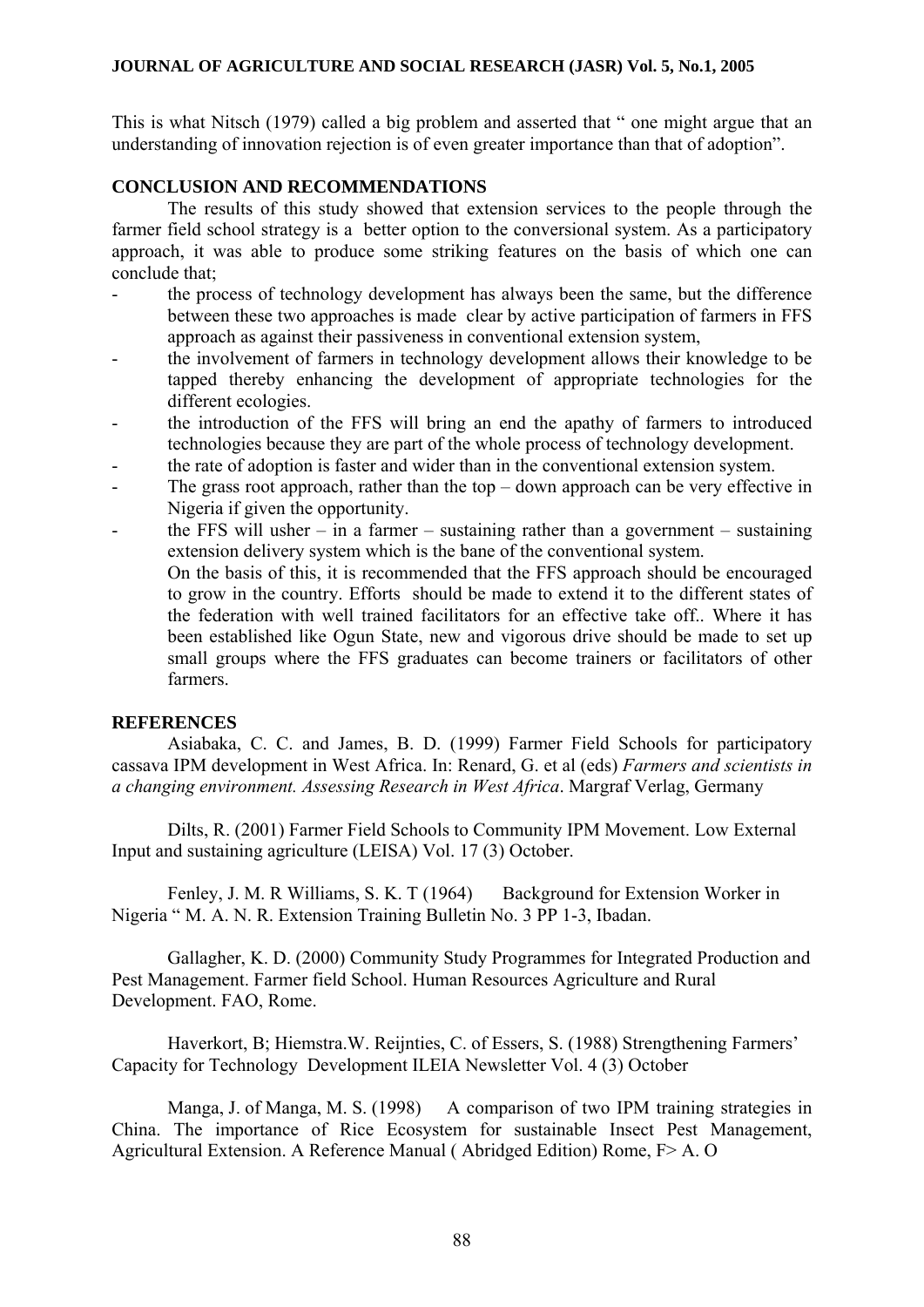This is what Nitsch (1979) called a big problem and asserted that " one might argue that an understanding of innovation rejection is of even greater importance than that of adoption".

## CONCLUSION AND RECOMMENDATIONS

The results of this study showed that extension services to the people through the farmer field school strategy is a better option to the conversional system. As a participatory approach, it was able to produce some striking features on the basis of which one can conclude that;

- the process of technology development has always been the same, but the difference between these two approaches is made clear by active participation of farmers in FFS approach as against their passiveness in conventional extension system,
- the involvement of farmers in technology development allows their knowledge to be tapped thereby enhancing the development of appropriate technologies for the different ecologies.
- the introduction of the FFS will bring an end the apathy of farmers to introduced technologies because they are part of the whole process of technology development.
- the rate of adoption is faster and wider than in the conventional extension system.
- The grass root approach, rather than the top – down approach can be very effective in Nigeria if given the opportunity.
- the FFS will usher – in a farmer – sustaining rather than a government – sustaining extension delivery system which is the bane of the conventional system.

  On the basis of this, it is recommended that the FFS approach should be encouraged to grow in the country. Efforts should be made to extend it to the different states of the federation with well trained facilitators for an effective take off.. Where it has been established like Ogun State, new and vigorous drive should be made to set up small groups where the FFS graduates can become trainers or facilitators of other farmers.

## REFERENCES

Asiabaka, C. C. and James, B. D. (1999) Farmer Field Schools for participatory cassava IPM development in West Africa. In: Renard, G. et al (eds) *Farmers and scientists in a changing environment. Assessing Research in West Africa*. Margraf Verlag, Germany

Dilts, R. (2001) Farmer Field Schools to Community IPM Movement. Low External Input and sustaining agriculture (LEISA) Vol. 17 (3) October.

Fenley, J. M. R Williams, S. K. T (1964) Background for Extension Worker in Nigeria " M. A. N. R. Extension Training Bulletin No. 3 PP 1-3, Ibadan.

Gallagher, K. D. (2000) Community Study Programmes for Integrated Production and Pest Management. Farmer field School. Human Resources Agriculture and Rural Development. FAO, Rome.

Haverkort, B; Hiemstra.W. Reijnties, C. of Essers, S. (1988) Strengthening Farmers' Capacity for Technology Development ILEIA Newsletter Vol. 4 (3) October

Manga, J. of Manga, M. S. (1998) A comparison of two IPM training strategies in China. The importance of Rice Ecosystem for sustainable Insect Pest Management, Agricultural Extension. A Reference Manual ( Abridged Edition) Rome, F> A. O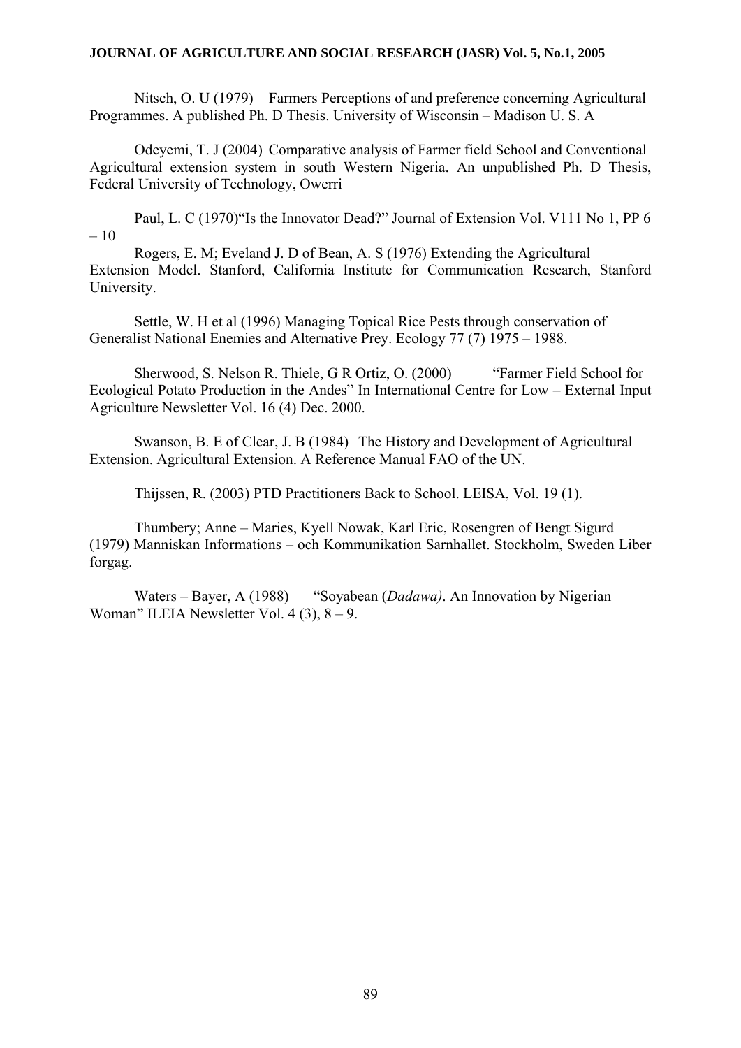Nitsch, O. U (1979) Farmers Perceptions of and preference concerning Agricultural Programmes. A published Ph. D Thesis. University of Wisconsin – Madison U. S. A

Odeyemi, T. J (2004) Comparative analysis of Farmer field School and Conventional Agricultural extension system in south Western Nigeria. An unpublished Ph. D Thesis, Federal University of Technology, Owerri

Paul, L. C (1970)"Is the Innovator Dead?" Journal of Extension Vol. V111 No 1, PP 6 – 10

Rogers, E. M; Eveland J. D of Bean, A. S (1976) Extending the Agricultural Extension Model. Stanford, California Institute for Communication Research, Stanford University.

Settle, W. H et al (1996) Managing Topical Rice Pests through conservation of Generalist National Enemies and Alternative Prey. Ecology 77 (7) 1975 – 1988.

Sherwood, S. Nelson R. Thiele, G R Ortiz, O. (2000) "Farmer Field School for Ecological Potato Production in the Andes" In International Centre for Low – External Input Agriculture Newsletter Vol. 16 (4) Dec. 2000.

Swanson, B. E of Clear, J. B (1984) The History and Development of Agricultural Extension. Agricultural Extension. A Reference Manual FAO of the UN.

Thijssen, R. (2003) PTD Practitioners Back to School. LEISA, Vol. 19 (1).

Thumbery; Anne – Maries, Kyell Nowak, Karl Eric, Rosengren of Bengt Sigurd (1979) Manniskan Informations – och Kommunikation Sarnhallet. Stockholm, Sweden Liber forgag.

Waters – Bayer, A (1988) "Soyabean (*Dadawa)*. An Innovation by Nigerian Woman" ILEIA Newsletter Vol. 4 (3), 8 – 9.